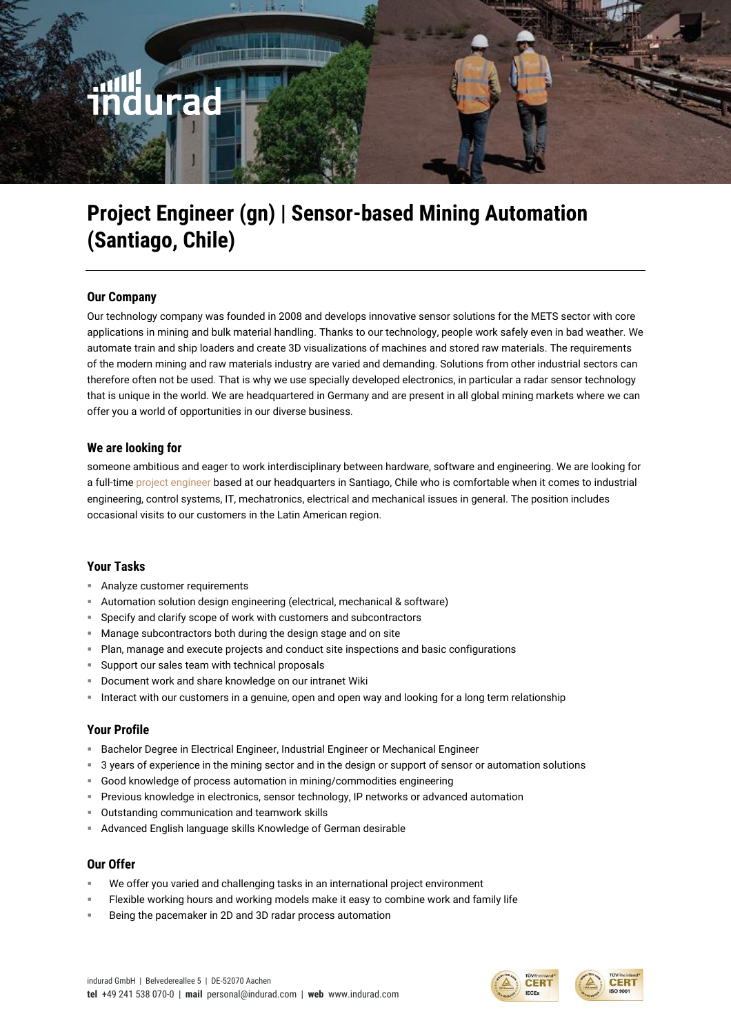# Project Engineer (gn) | Sensor-based Mining Automation (Santiago, Chile)

## Our Company

Our technology company was founded in 2008 and develops innovative sensor solutions for the METS sector with core applications in mining and bulk material handling. Thanks to our technology, people work safely even in bad weather. We automate train and ship loaders and create 3D visualizations of machines and stored raw materials. The requirements of the modern mining and raw materials industry are varied and demanding. Solutions from other industrial sectors can therefore often not be used. That is why we use specially developed electronics, in particular a radar sensor technology that is unique in the world. We are headquartered in Germany and are present in all global mining markets where we can offer you a world of opportunities in our diverse business.

## We are looking for

someone ambitious and eager to work interdisciplinary between hardware, software and engineering. We are looking for a full-time project engineer based at our headquarters in Santiago, Chile who is comfortable when it comes to industrial engineering, control systems, IT, mechatronics, electrical and mechanical issues in general. The position includes occasional visits to our customers in the Latin American region.

## Your Tasks

- Analyze customer requirements
- Automation solution design engineering (electrical, mechanical & software)
- Specify and clarify scope of work with customers and subcontractors
- Manage subcontractors both during the design stage and on site
- Plan, manage and execute projects and conduct site inspections and basic configurations
- Support our sales team with technical proposals
- Document work and share knowledge on our intranet Wiki
- Interact with our customers in a genuine, open and open way and looking for a long term relationship

## Your Profile

- Bachelor Degree in Electrical Engineer, Industrial Engineer or Mechanical Engineer
- 3 years of experience in the mining sector and in the design or support of sensor or automation solutions
- Good knowledge of process automation in mining/commodities engineering
- Previous knowledge in electronics, sensor technology, IP networks or advanced automation
- Outstanding communication and teamwork skills
- Advanced English language skills Knowledge of German desirable

## Our Offer

- We offer you varied and challenging tasks in an international project environment
- Flexible working hours and working models make it easy to combine work and family life
- Being the pacemaker in 2D and 3D radar process automation

indurad GmbH | Belvedereallee 5 | DE-52070 Aachen
**tel** +49 241 538 070-0 | **mail** personal@indurad.com | **web** www.indurad.com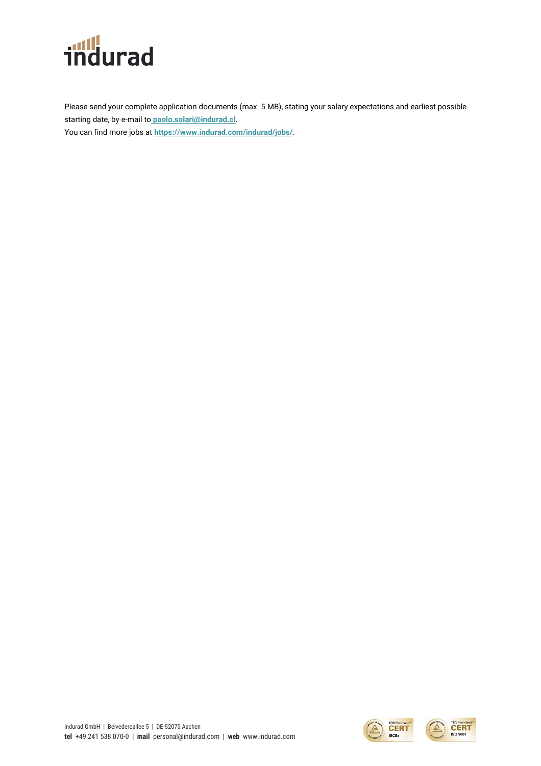Please send your complete application documents (max. 5 MB), stating your salary expectations and earliest possible starting date, by e-mail to **paolo.solari@indurad.cl**.

You can find more jobs at **https://www.indurad.com/indurad/jobs/**.